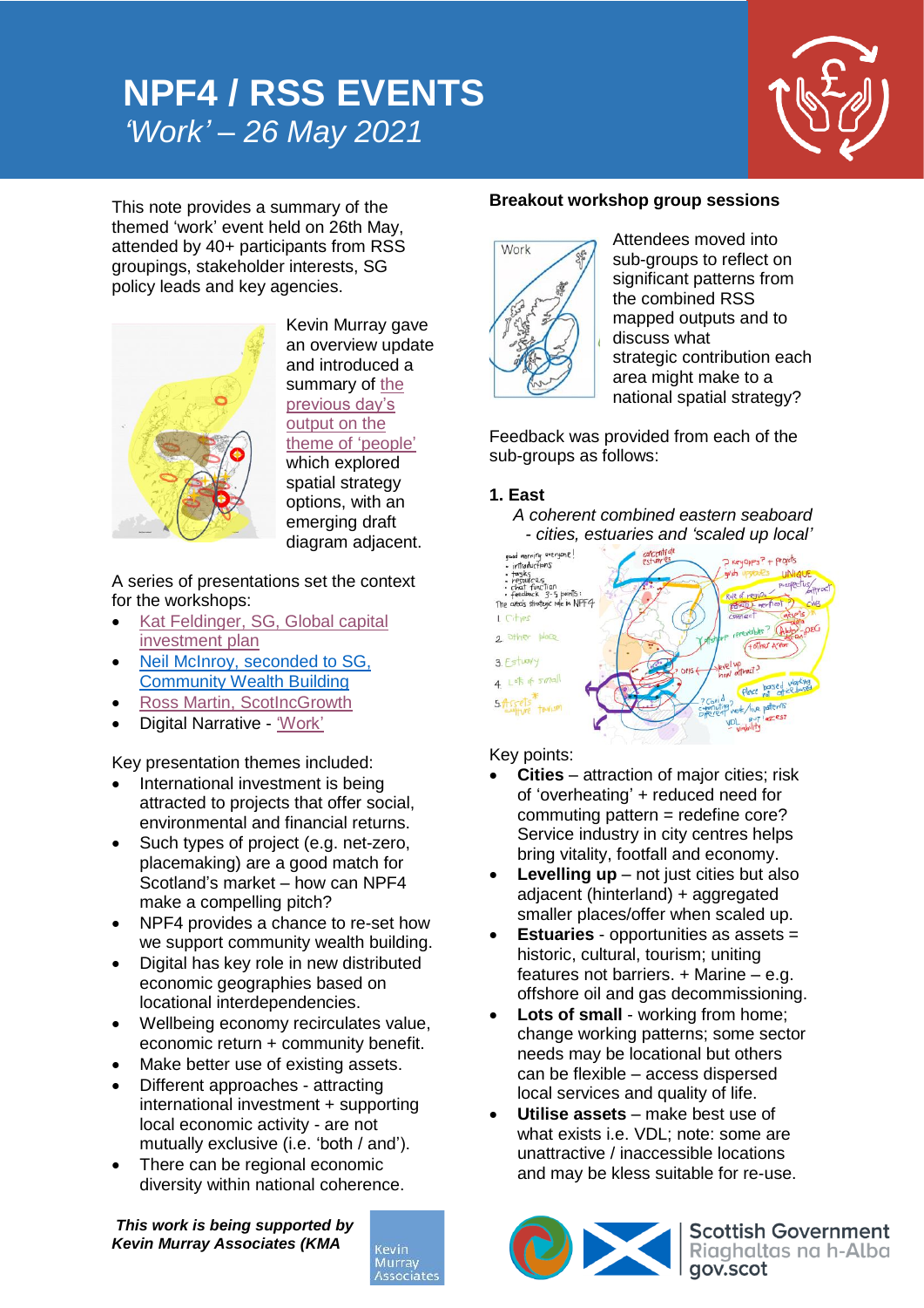# NPF4 / RSS EVENTS

*'Work' – 26 May 2021*

This note provides a summary of the themed 'work' event held on 26th May, attended by 40+ participants from RSS groupings, stakeholder interests, SG policy leads and key agencies.

Kevin Murray gave an overview update and introduced a summary of [the previous day's output on the theme of 'people'] which explored spatial strategy options, with an emerging draft diagram adjacent.

A series of presentations set the context for the workshops:

- [Kat Feldinger, SG, Global capital investment plan]
- [Neil McInroy, seconded to SG, Community Wealth Building]
- [Ross Martin, ScotIncGrowth]
- Digital Narrative - ['Work']

Key presentation themes included:

- International investment is being attracted to projects that offer social, environmental and financial returns.
- Such types of project (e.g. net-zero, placemaking) are a good match for Scotland's market – how can NPF4 make a compelling pitch?
- NPF4 provides a chance to re-set how we support community wealth building.
- Digital has key role in new distributed economic geographies based on locational interdependencies.
- Wellbeing economy recirculates value, economic return + community benefit.
- Make better use of existing assets.
- Different approaches - attracting international investment + supporting local economic activity - are not mutually exclusive (i.e. 'both / and').
- There can be regional economic diversity within national coherence.

***This work is being supported by Kevin Murray Associates (KMA***

### Breakout workshop group sessions

Attendees moved into sub-groups to reflect on significant patterns from the combined RSS mapped outputs and to discuss what strategic contribution each area might make to a national spatial strategy?

Feedback was provided from each of the sub-groups as follows:

#### 1. East

*A coherent combined eastern seaboard - cities, estuaries and 'scaled up local'*

Key points:

- **Cities** – attraction of major cities; risk of 'overheating' + reduced need for commuting pattern = redefine core? Service industry in city centres helps bring vitality, footfall and economy.
- **Levelling up** – not just cities but also adjacent (hinterland) + aggregated smaller places/offer when scaled up.
- **Estuaries** - opportunities as assets = historic, cultural, tourism; uniting features not barriers. + Marine – e.g. offshore oil and gas decommissioning.
- **Lots of small** - working from home; change working patterns; some sector needs may be locational but others can be flexible – access dispersed local services and quality of life.
- **Utilise assets** – make best use of what exists i.e. VDL; note: some are unattractive / inaccessible locations and may be kless suitable for re-use.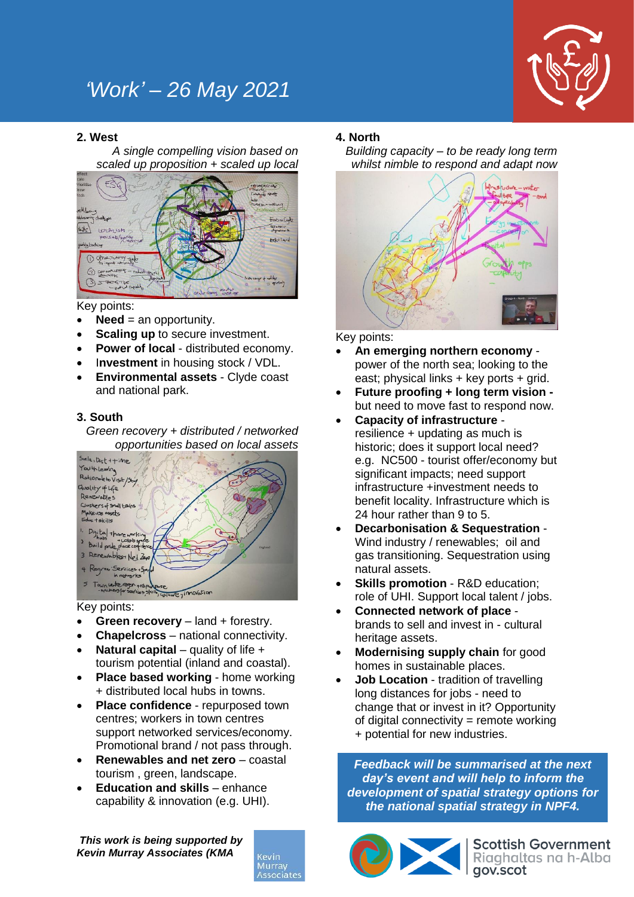# *'Work' – 26 May 2021*

## 2. West

*A single compelling vision based on scaled up proposition + scaled up local*

Key points:

- **Need** = an opportunity.
- **Scaling up** to secure investment.
- **Power of local** - distributed economy.
- **Investment** in housing stock / VDL.
- **Environmental assets** - Clyde coast and national park.

## 3. South

*Green recovery + distributed / networked opportunities based on local assets*

Key points:

- **Green recovery** – land + forestry.
- **Chapelcross** – national connectivity.
- **Natural capital** – quality of life + tourism potential (inland and coastal).
- **Place based working** - home working + distributed local hubs in towns.
- **Place confidence** - repurposed town centres; workers in town centres support networked services/economy. Promotional brand / not pass through.
- **Renewables and net zero** – coastal tourism , green, landscape.
- **Education and skills** – enhance capability & innovation (e.g. UHI).

## 4. North

*Building capacity – to be ready long term whilst nimble to respond and adapt now*

Key points:

- **An emerging northern economy** - power of the north sea; looking to the east; physical links + key ports + grid.
- **Future proofing + long term vision -** but need to move fast to respond now.
- **Capacity of infrastructure** - resilience + updating as much is historic; does it support local need? e.g. NC500 - tourist offer/economy but significant impacts; need support infrastructure +investment needs to benefit locality. Infrastructure which is 24 hour rather than 9 to 5.
- **Decarbonisation & Sequestration** - Wind industry / renewables; oil and gas transitioning. Sequestration using natural assets.
- **Skills promotion** - R&D education; role of UHI. Support local talent / jobs.
- **Connected network of place** - brands to sell and invest in - cultural heritage assets.
- **Modernising supply chain** for good homes in sustainable places.
- **Job Location** - tradition of travelling long distances for jobs - need to change that or invest in it? Opportunity of digital connectivity = remote working + potential for new industries.

***Feedback will be summarised at the next day's event and will help to inform the development of spatial strategy options for the national spatial strategy in NPF4.***

***This work is being supported by Kevin Murray Associates (KMA***

Kevin Murray Associates

Scottish Government
Riaghaltas na h-Alba
gov.scot